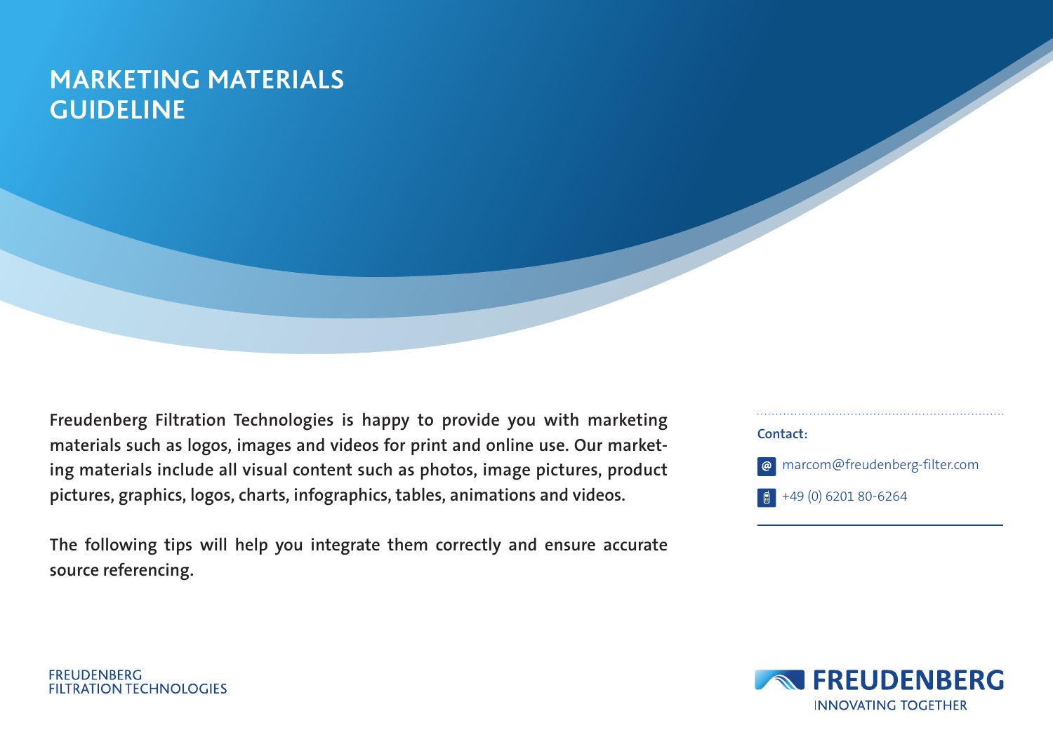# MARKETING MATERIALS GUIDELINE

**Freudenberg Filtration Technologies is happy to provide you with marketing materials such as logos, images and videos for print and online use. Our marketing materials include all visual content such as photos, image pictures, product pictures, graphics, logos, charts, infographics, tables, animations and videos.**

**The following tips will help you integrate them correctly and ensure accurate source referencing.**

**Contact:**

marcom@freudenberg-filter.com

+49 (0) 6201 80-6264

FREUDENBERG
FILTRATION TECHNOLOGIES

FREUDENBERG
INNOVATING TOGETHER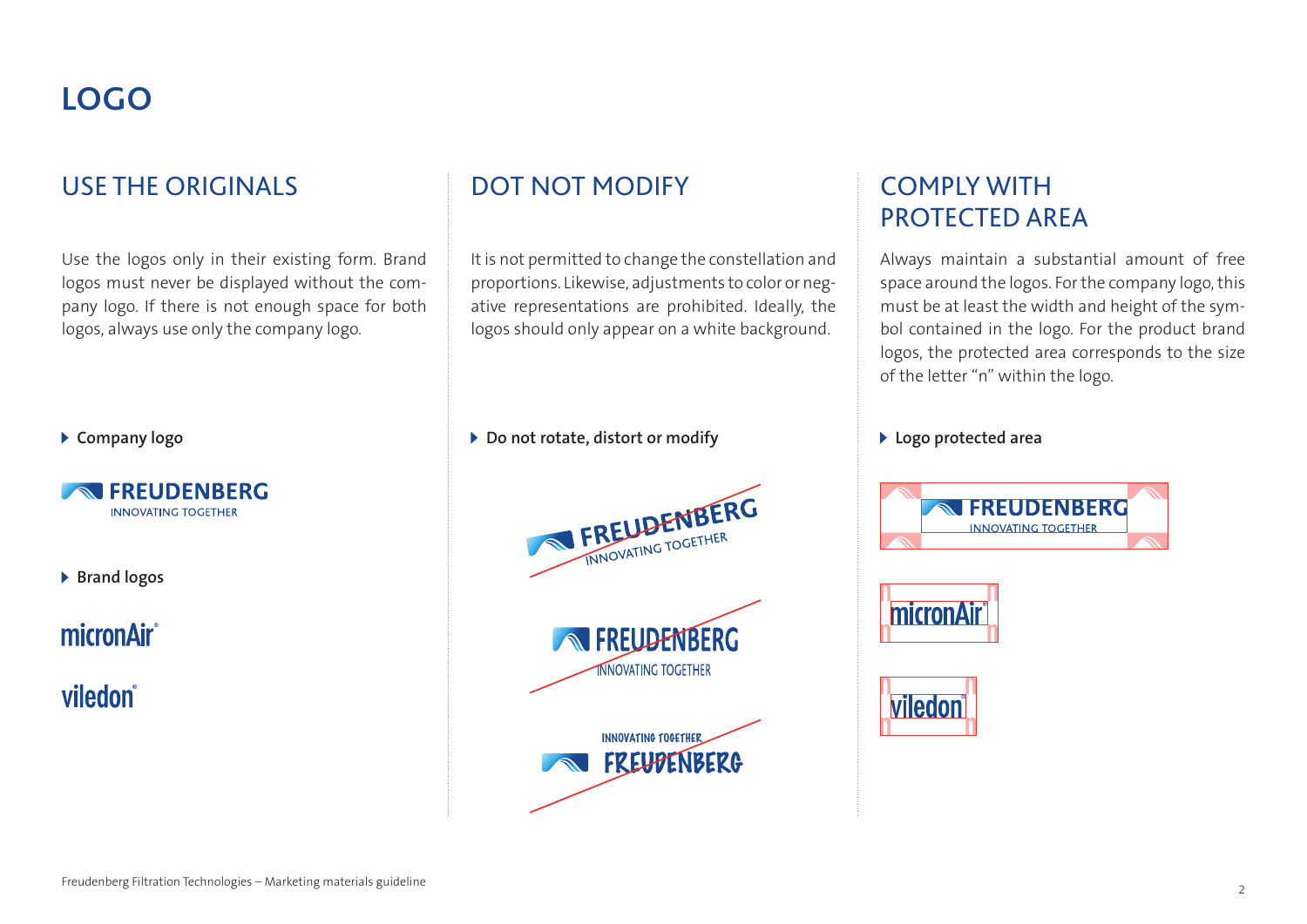# LOGO

## USE THE ORIGINALS

Use the logos only in their existing form. Brand logos must never be displayed without the company logo. If there is not enough space for both logos, always use only the company logo.

▸ **Company logo**

▸ **Brand logos**

## DOT NOT MODIFY

It is not permitted to change the constellation and proportions. Likewise, adjustments to color or negative representations are prohibited. Ideally, the logos should only appear on a white background.

▸ **Do not rotate, distort or modify**

## COMPLY WITH PROTECTED AREA

Always maintain a substantial amount of free space around the logos. For the company logo, this must be at least the width and height of the symbol contained in the logo. For the product brand logos, the protected area corresponds to the size of the letter "n" within the logo.

▸ **Logo protected area**

Freudenberg Filtration Technologies – Marketing materials guideline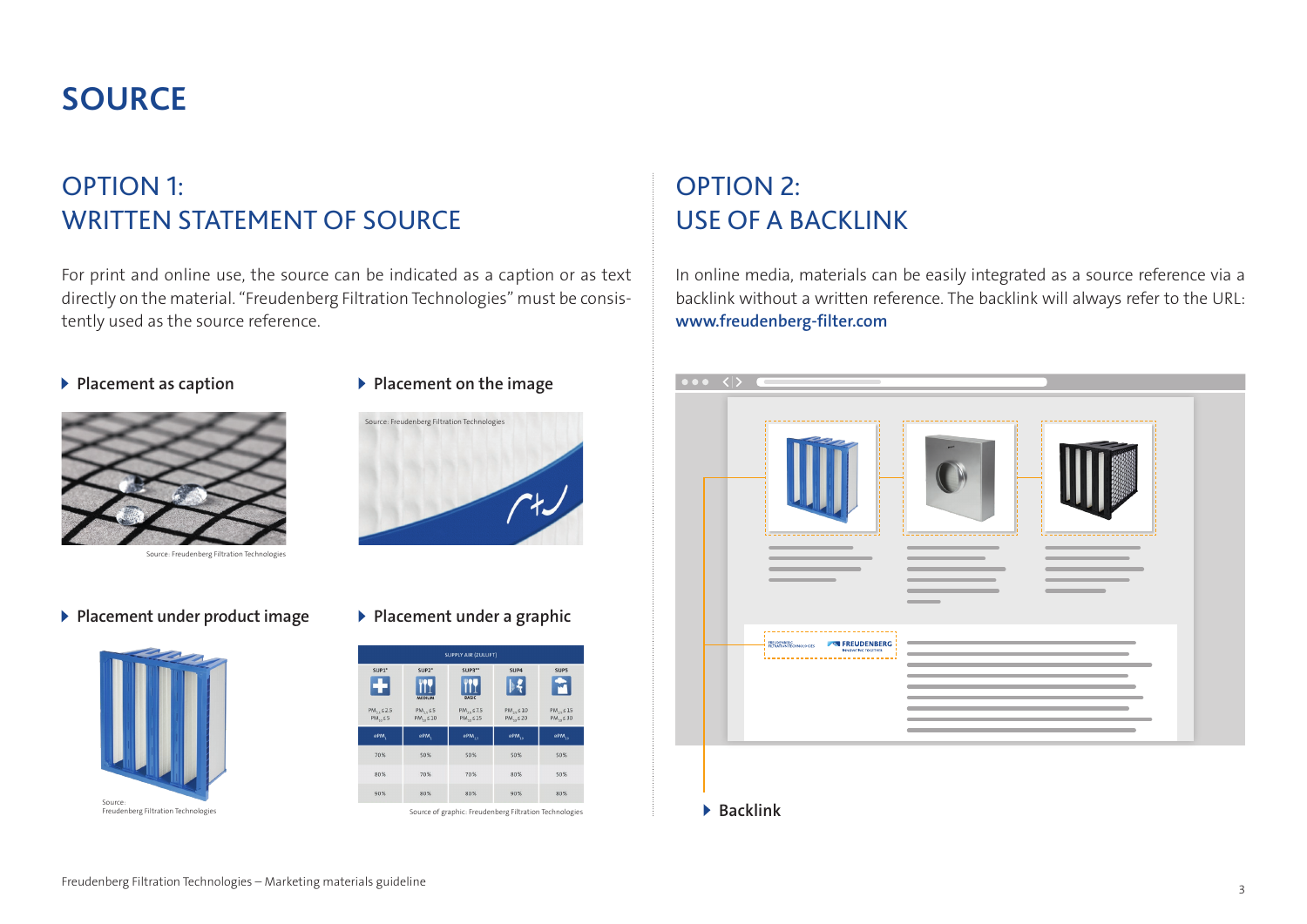# SOURCE

## OPTION 1: WRITTEN STATEMENT OF SOURCE

For print and online use, the source can be indicated as a caption or as text directly on the material. “Freudenberg Filtration Technologies” must be consistently used as the source reference.

▶ **Placement as caption**

Source: Freudenberg Filtration Technologies

▶ **Placement on the image**

Source: Freudenberg Filtration Technologies

▶ **Placement under product image**

Source:
Freudenberg Filtration Technologies

▶ **Placement under a graphic**

Source of graphic: Freudenberg Filtration Technologies

## OPTION 2: USE OF A BACKLINK

In online media, materials can be easily integrated as a source reference via a backlink without a written reference. The backlink will always refer to the URL: **www.freudenberg-filter.com**

▶ **Backlink**